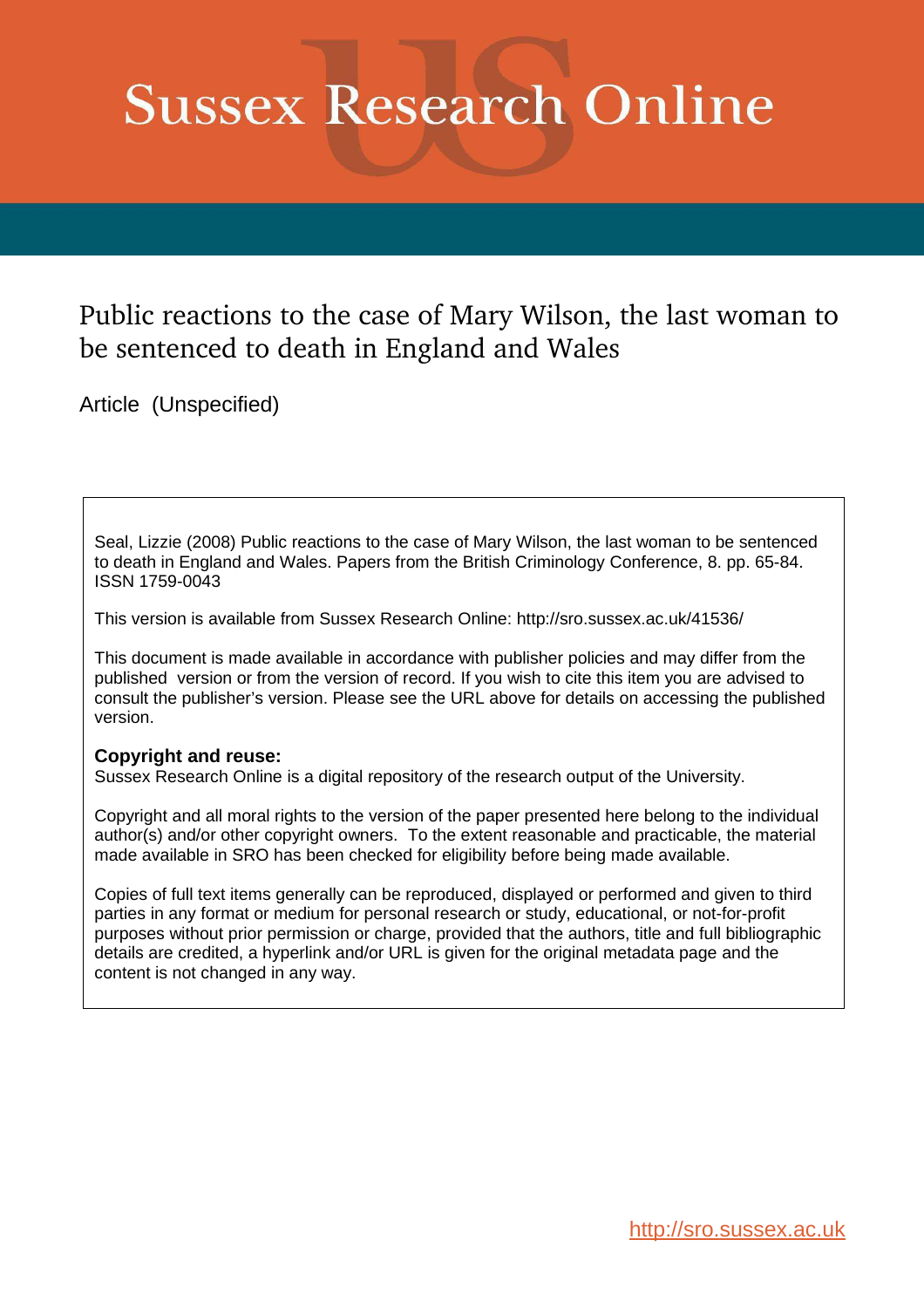# Sussex Research Online

## Public reactions to the case of Mary Wilson, the last woman to be sentenced to death in England and Wales

Article (Unspecified)

Seal, Lizzie (2008) Public reactions to the case of Mary Wilson, the last woman to be sentenced to death in England and Wales. Papers from the British Criminology Conference, 8. pp. 65-84. ISSN 1759-0043

This version is available from Sussex Research Online: http://sro.sussex.ac.uk/41536/

This document is made available in accordance with publisher policies and may differ from the published version or from the version of record. If you wish to cite this item you are advised to consult the publisher's version. Please see the URL above for details on accessing the published version.

**Copyright and reuse:**
Sussex Research Online is a digital repository of the research output of the University.

Copyright and all moral rights to the version of the paper presented here belong to the individual author(s) and/or other copyright owners. To the extent reasonable and practicable, the material made available in SRO has been checked for eligibility before being made available.

Copies of full text items generally can be reproduced, displayed or performed and given to third parties in any format or medium for personal research or study, educational, or not-for-profit purposes without prior permission or charge, provided that the authors, title and full bibliographic details are credited, a hyperlink and/or URL is given for the original metadata page and the content is not changed in any way.

http://sro.sussex.ac.uk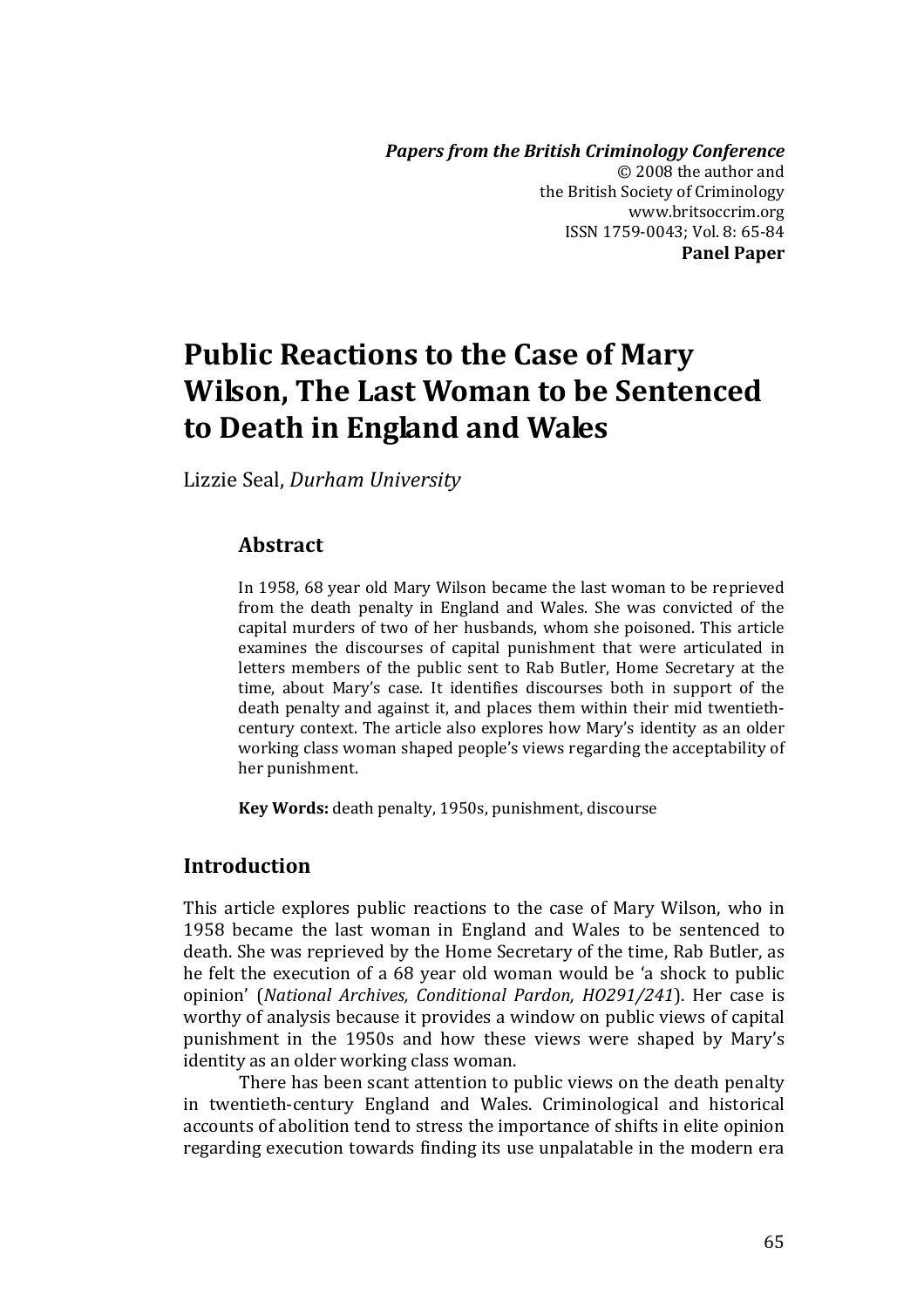*Papers from the British Criminology Conference*
© 2008 the author and
the British Society of Criminology
www.britsoccrim.org
ISSN 1759-0043; Vol. 8: 65-84
**Panel Paper**

# Public Reactions to the Case of Mary Wilson, The Last Woman to be Sentenced to Death in England and Wales

Lizzie Seal, *Durham University*

## Abstract

In 1958, 68 year old Mary Wilson became the last woman to be reprieved from the death penalty in England and Wales. She was convicted of the capital murders of two of her husbands, whom she poisoned. This article examines the discourses of capital punishment that were articulated in letters members of the public sent to Rab Butler, Home Secretary at the time, about Mary's case. It identifies discourses both in support of the death penalty and against it, and places them within their mid twentieth-century context. The article also explores how Mary's identity as an older working class woman shaped people's views regarding the acceptability of her punishment.

**Key Words:** death penalty, 1950s, punishment, discourse

## Introduction

This article explores public reactions to the case of Mary Wilson, who in 1958 became the last woman in England and Wales to be sentenced to death. She was reprieved by the Home Secretary of the time, Rab Butler, as he felt the execution of a 68 year old woman would be 'a shock to public opinion' (*National Archives, Conditional Pardon, HO291/241*). Her case is worthy of analysis because it provides a window on public views of capital punishment in the 1950s and how these views were shaped by Mary's identity as an older working class woman.

There has been scant attention to public views on the death penalty in twentieth-century England and Wales. Criminological and historical accounts of abolition tend to stress the importance of shifts in elite opinion regarding execution towards finding its use unpalatable in the modern era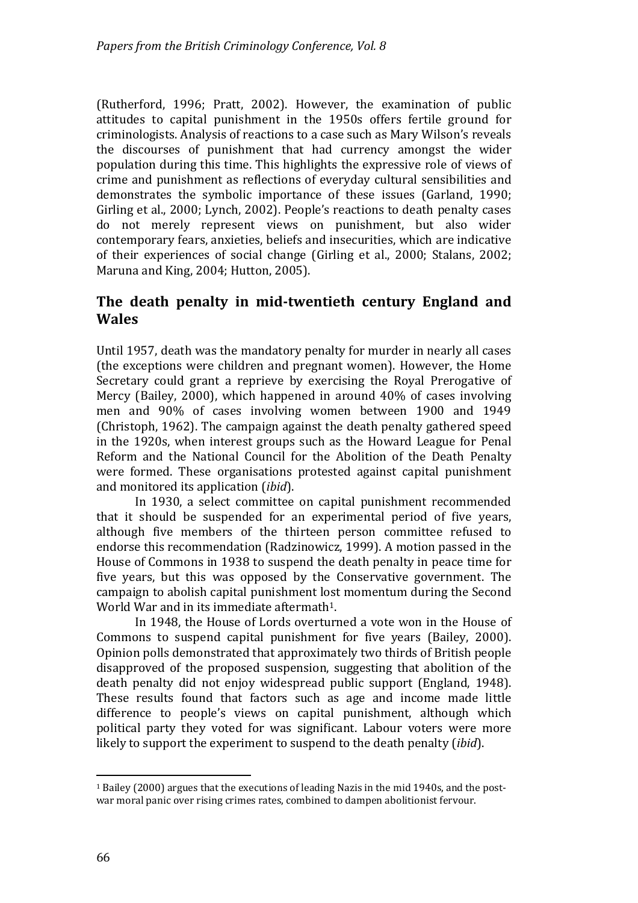(Rutherford, 1996; Pratt, 2002). However, the examination of public attitudes to capital punishment in the 1950s offers fertile ground for criminologists. Analysis of reactions to a case such as Mary Wilson's reveals the discourses of punishment that had currency amongst the wider population during this time. This highlights the expressive role of views of crime and punishment as reflections of everyday cultural sensibilities and demonstrates the symbolic importance of these issues (Garland, 1990; Girling et al., 2000; Lynch, 2002). People's reactions to death penalty cases do not merely represent views on punishment, but also wider contemporary fears, anxieties, beliefs and insecurities, which are indicative of their experiences of social change (Girling et al., 2000; Stalans, 2002; Maruna and King, 2004; Hutton, 2005).

## The death penalty in mid-twentieth century England and Wales

Until 1957, death was the mandatory penalty for murder in nearly all cases (the exceptions were children and pregnant women). However, the Home Secretary could grant a reprieve by exercising the Royal Prerogative of Mercy (Bailey, 2000), which happened in around 40% of cases involving men and 90% of cases involving women between 1900 and 1949 (Christoph, 1962). The campaign against the death penalty gathered speed in the 1920s, when interest groups such as the Howard League for Penal Reform and the National Council for the Abolition of the Death Penalty were formed. These organisations protested against capital punishment and monitored its application (*ibid*).

In 1930, a select committee on capital punishment recommended that it should be suspended for an experimental period of five years, although five members of the thirteen person committee refused to endorse this recommendation (Radzinowicz, 1999). A motion passed in the House of Commons in 1938 to suspend the death penalty in peace time for five years, but this was opposed by the Conservative government. The campaign to abolish capital punishment lost momentum during the Second World War and in its immediate aftermath[1].

In 1948, the House of Lords overturned a vote won in the House of Commons to suspend capital punishment for five years (Bailey, 2000). Opinion polls demonstrated that approximately two thirds of British people disapproved of the proposed suspension, suggesting that abolition of the death penalty did not enjoy widespread public support (England, 1948). These results found that factors such as age and income made little difference to people's views on capital punishment, although which political party they voted for was significant. Labour voters were more likely to support the experiment to suspend to the death penalty (*ibid*).

[1] Bailey (2000) argues that the executions of leading Nazis in the mid 1940s, and the post-war moral panic over rising crimes rates, combined to dampen abolitionist fervour.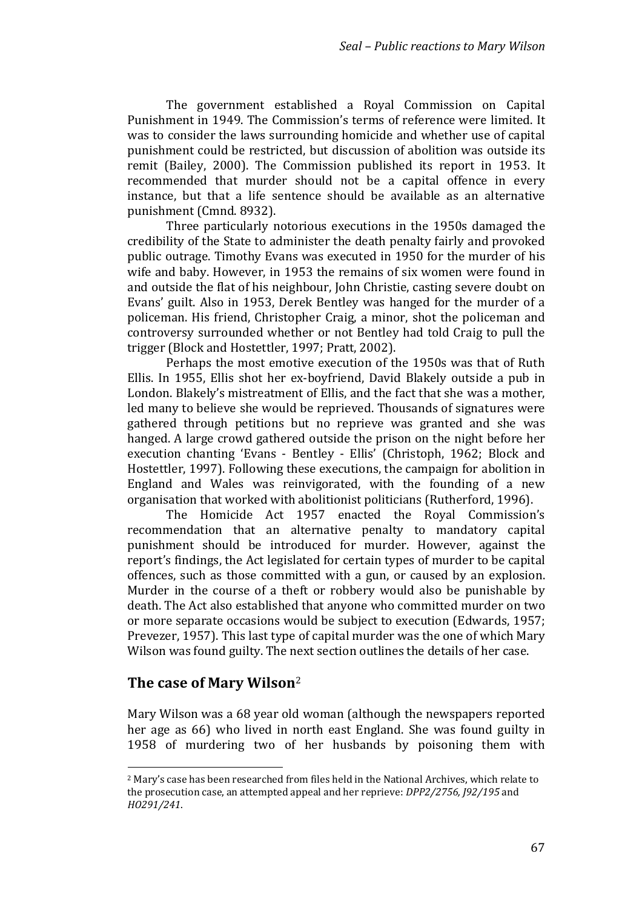The government established a Royal Commission on Capital Punishment in 1949. The Commission's terms of reference were limited. It was to consider the laws surrounding homicide and whether use of capital punishment could be restricted, but discussion of abolition was outside its remit (Bailey, 2000). The Commission published its report in 1953. It recommended that murder should not be a capital offence in every instance, but that a life sentence should be available as an alternative punishment (Cmnd. 8932).

Three particularly notorious executions in the 1950s damaged the credibility of the State to administer the death penalty fairly and provoked public outrage. Timothy Evans was executed in 1950 for the murder of his wife and baby. However, in 1953 the remains of six women were found in and outside the flat of his neighbour, John Christie, casting severe doubt on Evans' guilt. Also in 1953, Derek Bentley was hanged for the murder of a policeman. His friend, Christopher Craig, a minor, shot the policeman and controversy surrounded whether or not Bentley had told Craig to pull the trigger (Block and Hostettler, 1997; Pratt, 2002).

Perhaps the most emotive execution of the 1950s was that of Ruth Ellis. In 1955, Ellis shot her ex-boyfriend, David Blakely outside a pub in London. Blakely's mistreatment of Ellis, and the fact that she was a mother, led many to believe she would be reprieved. Thousands of signatures were gathered through petitions but no reprieve was granted and she was hanged. A large crowd gathered outside the prison on the night before her execution chanting 'Evans - Bentley - Ellis' (Christoph, 1962; Block and Hostettler, 1997). Following these executions, the campaign for abolition in England and Wales was reinvigorated, with the founding of a new organisation that worked with abolitionist politicians (Rutherford, 1996).

The Homicide Act 1957 enacted the Royal Commission's recommendation that an alternative penalty to mandatory capital punishment should be introduced for murder. However, against the report's findings, the Act legislated for certain types of murder to be capital offences, such as those committed with a gun, or caused by an explosion. Murder in the course of a theft or robbery would also be punishable by death. The Act also established that anyone who committed murder on two or more separate occasions would be subject to execution (Edwards, 1957; Prevezer, 1957). This last type of capital murder was the one of which Mary Wilson was found guilty. The next section outlines the details of her case.

## The case of Mary Wilson[2]

Mary Wilson was a 68 year old woman (although the newspapers reported her age as 66) who lived in north east England. She was found guilty in 1958 of murdering two of her husbands by poisoning them with

---

[2] Mary's case has been researched from files held in the National Archives, which relate to the prosecution case, an attempted appeal and her reprieve: *DPP2/2756, J92/195* and *HO291/241*.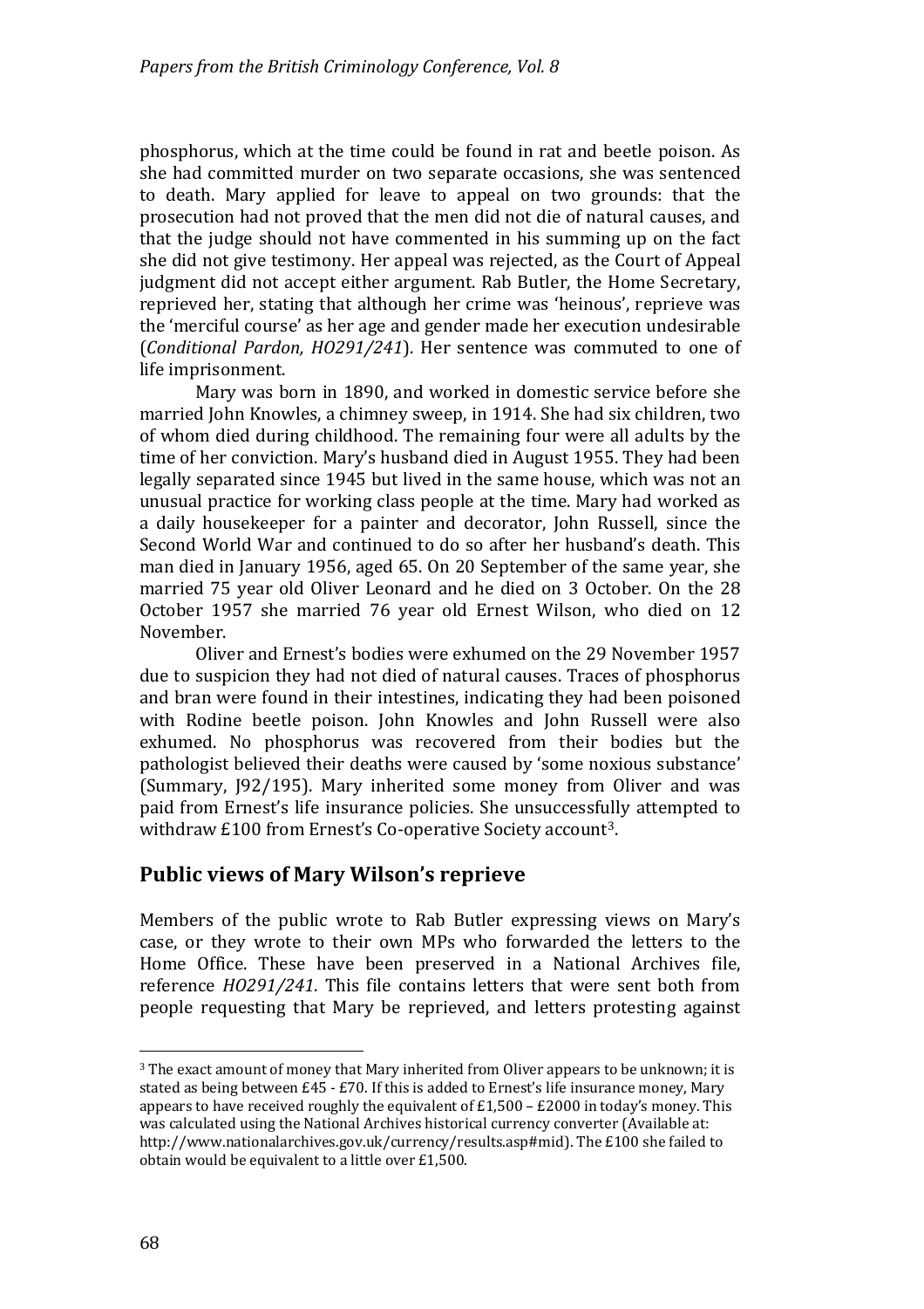phosphorus, which at the time could be found in rat and beetle poison. As she had committed murder on two separate occasions, she was sentenced to death. Mary applied for leave to appeal on two grounds: that the prosecution had not proved that the men did not die of natural causes, and that the judge should not have commented in his summing up on the fact she did not give testimony. Her appeal was rejected, as the Court of Appeal judgment did not accept either argument. Rab Butler, the Home Secretary, reprieved her, stating that although her crime was 'heinous', reprieve was the 'merciful course' as her age and gender made her execution undesirable (*Conditional Pardon, HO291/241*). Her sentence was commuted to one of life imprisonment.

Mary was born in 1890, and worked in domestic service before she married John Knowles, a chimney sweep, in 1914. She had six children, two of whom died during childhood. The remaining four were all adults by the time of her conviction. Mary's husband died in August 1955. They had been legally separated since 1945 but lived in the same house, which was not an unusual practice for working class people at the time. Mary had worked as a daily housekeeper for a painter and decorator, John Russell, since the Second World War and continued to do so after her husband's death. This man died in January 1956, aged 65. On 20 September of the same year, she married 75 year old Oliver Leonard and he died on 3 October. On the 28 October 1957 she married 76 year old Ernest Wilson, who died on 12 November.

Oliver and Ernest's bodies were exhumed on the 29 November 1957 due to suspicion they had not died of natural causes. Traces of phosphorus and bran were found in their intestines, indicating they had been poisoned with Rodine beetle poison. John Knowles and John Russell were also exhumed. No phosphorus was recovered from their bodies but the pathologist believed their deaths were caused by 'some noxious substance' (Summary, J92/195). Mary inherited some money from Oliver and was paid from Ernest's life insurance policies. She unsuccessfully attempted to withdraw £100 from Ernest's Co-operative Society account[3].

## Public views of Mary Wilson's reprieve

Members of the public wrote to Rab Butler expressing views on Mary's case, or they wrote to their own MPs who forwarded the letters to the Home Office. These have been preserved in a National Archives file, reference *HO291/241*. This file contains letters that were sent both from people requesting that Mary be reprieved, and letters protesting against

---

[3] The exact amount of money that Mary inherited from Oliver appears to be unknown; it is stated as being between £45 - £70. If this is added to Ernest's life insurance money, Mary appears to have received roughly the equivalent of £1,500 – £2000 in today's money. This was calculated using the National Archives historical currency converter (Available at: http://www.nationalarchives.gov.uk/currency/results.asp#mid). The £100 she failed to obtain would be equivalent to a little over £1,500.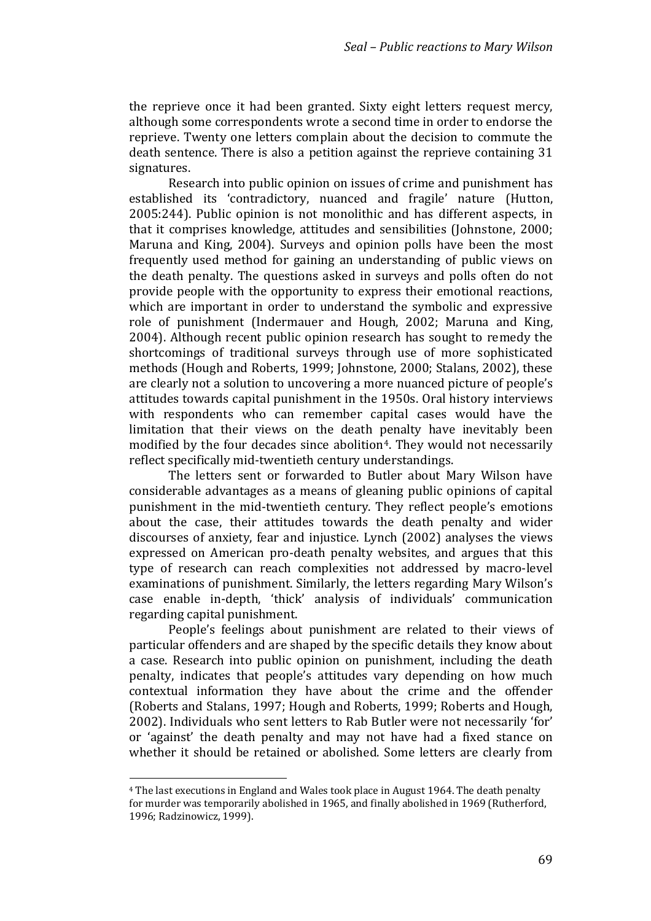the reprieve once it had been granted. Sixty eight letters request mercy, although some correspondents wrote a second time in order to endorse the reprieve. Twenty one letters complain about the decision to commute the death sentence. There is also a petition against the reprieve containing 31 signatures.

Research into public opinion on issues of crime and punishment has established its 'contradictory, nuanced and fragile' nature (Hutton, 2005:244). Public opinion is not monolithic and has different aspects, in that it comprises knowledge, attitudes and sensibilities (Johnstone, 2000; Maruna and King, 2004). Surveys and opinion polls have been the most frequently used method for gaining an understanding of public views on the death penalty. The questions asked in surveys and polls often do not provide people with the opportunity to express their emotional reactions, which are important in order to understand the symbolic and expressive role of punishment (Indermauer and Hough, 2002; Maruna and King, 2004). Although recent public opinion research has sought to remedy the shortcomings of traditional surveys through use of more sophisticated methods (Hough and Roberts, 1999; Johnstone, 2000; Stalans, 2002), these are clearly not a solution to uncovering a more nuanced picture of people's attitudes towards capital punishment in the 1950s. Oral history interviews with respondents who can remember capital cases would have the limitation that their views on the death penalty have inevitably been modified by the four decades since abolition[4]. They would not necessarily reflect specifically mid-twentieth century understandings.

The letters sent or forwarded to Butler about Mary Wilson have considerable advantages as a means of gleaning public opinions of capital punishment in the mid-twentieth century. They reflect people's emotions about the case, their attitudes towards the death penalty and wider discourses of anxiety, fear and injustice. Lynch (2002) analyses the views expressed on American pro-death penalty websites, and argues that this type of research can reach complexities not addressed by macro-level examinations of punishment. Similarly, the letters regarding Mary Wilson's case enable in-depth, 'thick' analysis of individuals' communication regarding capital punishment.

People's feelings about punishment are related to their views of particular offenders and are shaped by the specific details they know about a case. Research into public opinion on punishment, including the death penalty, indicates that people's attitudes vary depending on how much contextual information they have about the crime and the offender (Roberts and Stalans, 1997; Hough and Roberts, 1999; Roberts and Hough, 2002). Individuals who sent letters to Rab Butler were not necessarily 'for' or 'against' the death penalty and may not have had a fixed stance on whether it should be retained or abolished. Some letters are clearly from

[4] The last executions in England and Wales took place in August 1964. The death penalty for murder was temporarily abolished in 1965, and finally abolished in 1969 (Rutherford, 1996; Radzinowicz, 1999).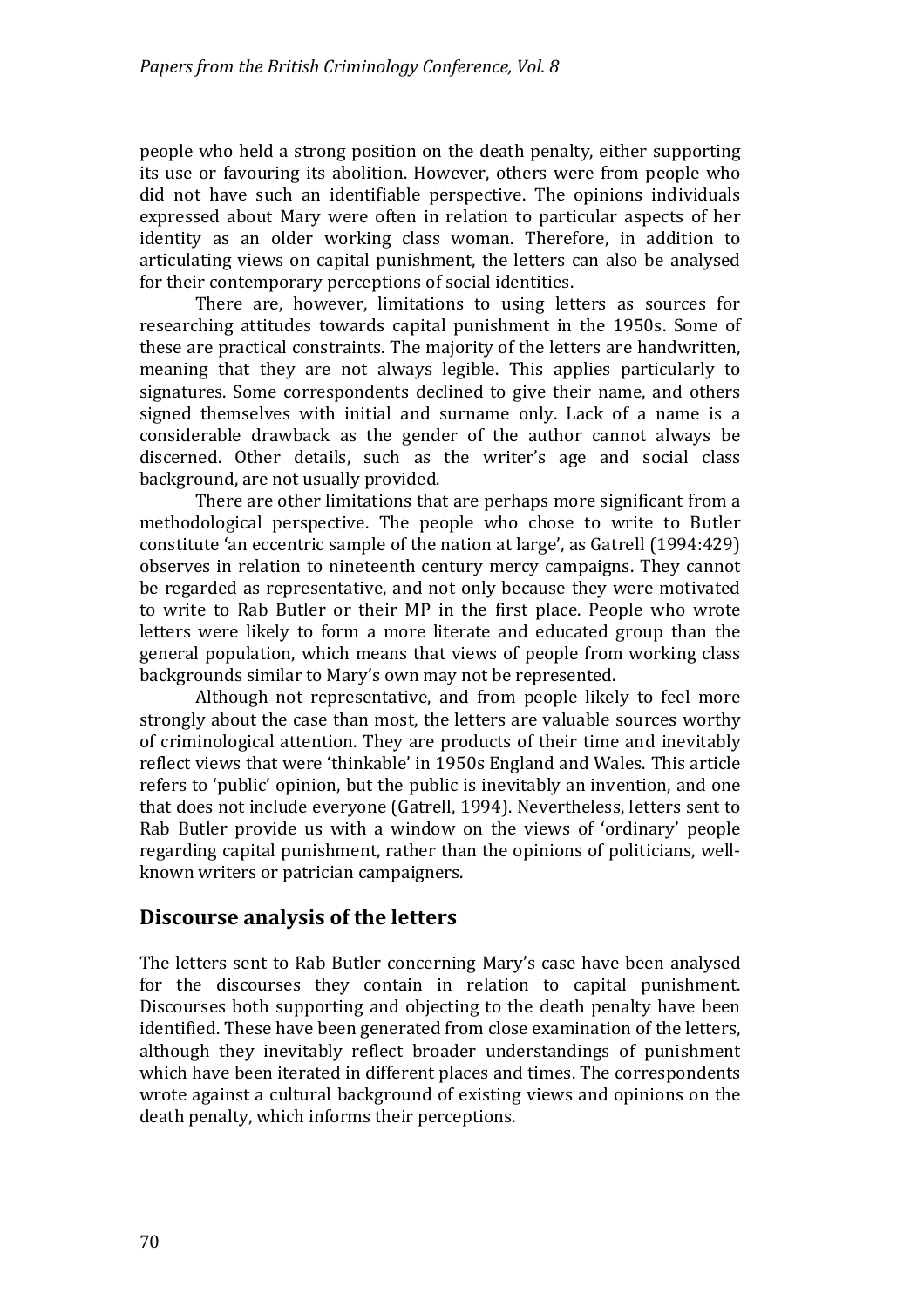people who held a strong position on the death penalty, either supporting its use or favouring its abolition. However, others were from people who did not have such an identifiable perspective. The opinions individuals expressed about Mary were often in relation to particular aspects of her identity as an older working class woman. Therefore, in addition to articulating views on capital punishment, the letters can also be analysed for their contemporary perceptions of social identities.

There are, however, limitations to using letters as sources for researching attitudes towards capital punishment in the 1950s. Some of these are practical constraints. The majority of the letters are handwritten, meaning that they are not always legible. This applies particularly to signatures. Some correspondents declined to give their name, and others signed themselves with initial and surname only. Lack of a name is a considerable drawback as the gender of the author cannot always be discerned. Other details, such as the writer's age and social class background, are not usually provided.

There are other limitations that are perhaps more significant from a methodological perspective. The people who chose to write to Butler constitute 'an eccentric sample of the nation at large', as Gatrell (1994:429) observes in relation to nineteenth century mercy campaigns. They cannot be regarded as representative, and not only because they were motivated to write to Rab Butler or their MP in the first place. People who wrote letters were likely to form a more literate and educated group than the general population, which means that views of people from working class backgrounds similar to Mary's own may not be represented.

Although not representative, and from people likely to feel more strongly about the case than most, the letters are valuable sources worthy of criminological attention. They are products of their time and inevitably reflect views that were 'thinkable' in 1950s England and Wales. This article refers to 'public' opinion, but the public is inevitably an invention, and one that does not include everyone (Gatrell, 1994). Nevertheless, letters sent to Rab Butler provide us with a window on the views of 'ordinary' people regarding capital punishment, rather than the opinions of politicians, well-known writers or patrician campaigners.

## Discourse analysis of the letters

The letters sent to Rab Butler concerning Mary's case have been analysed for the discourses they contain in relation to capital punishment. Discourses both supporting and objecting to the death penalty have been identified. These have been generated from close examination of the letters, although they inevitably reflect broader understandings of punishment which have been iterated in different places and times. The correspondents wrote against a cultural background of existing views and opinions on the death penalty, which informs their perceptions.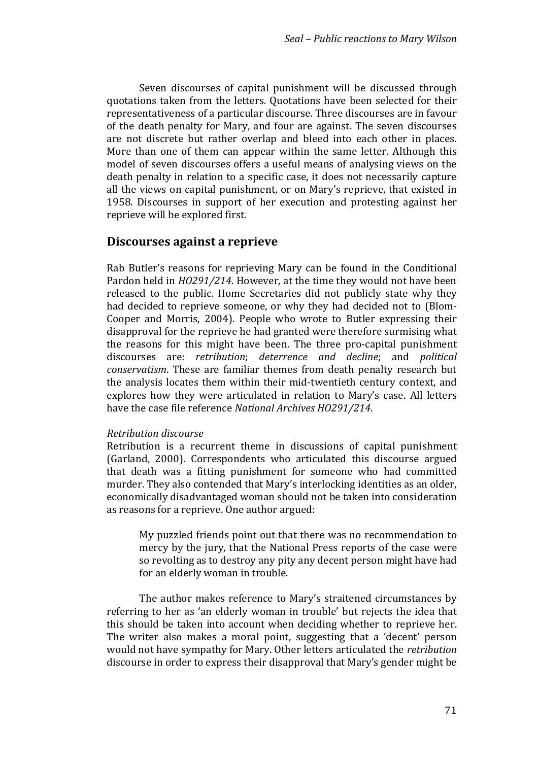Seven discourses of capital punishment will be discussed through quotations taken from the letters. Quotations have been selected for their representativeness of a particular discourse. Three discourses are in favour of the death penalty for Mary, and four are against. The seven discourses are not discrete but rather overlap and bleed into each other in places. More than one of them can appear within the same letter. Although this model of seven discourses offers a useful means of analysing views on the death penalty in relation to a specific case, it does not necessarily capture all the views on capital punishment, or on Mary's reprieve, that existed in 1958. Discourses in support of her execution and protesting against her reprieve will be explored first.

## Discourses against a reprieve

Rab Butler's reasons for reprieving Mary can be found in the Conditional Pardon held in *HO291/214*. However, at the time they would not have been released to the public. Home Secretaries did not publicly state why they had decided to reprieve someone, or why they had decided not to (Blom-Cooper and Morris, 2004). People who wrote to Butler expressing their disapproval for the reprieve he had granted were therefore surmising what the reasons for this might have been. The three pro-capital punishment discourses are: *retribution*; *deterrence and decline*; and *political conservatism*. These are familiar themes from death penalty research but the analysis locates them within their mid-twentieth century context, and explores how they were articulated in relation to Mary's case. All letters have the case file reference *National Archives HO291/214*.

*Retribution discourse*

Retribution is a recurrent theme in discussions of capital punishment (Garland, 2000). Correspondents who articulated this discourse argued that death was a fitting punishment for someone who had committed murder. They also contended that Mary's interlocking identities as an older, economically disadvantaged woman should not be taken into consideration as reasons for a reprieve. One author argued:

> My puzzled friends point out that there was no recommendation to mercy by the jury, that the National Press reports of the case were so revolting as to destroy any pity any decent person might have had for an elderly woman in trouble.

The author makes reference to Mary's straitened circumstances by referring to her as 'an elderly woman in trouble' but rejects the idea that this should be taken into account when deciding whether to reprieve her. The writer also makes a moral point, suggesting that a 'decent' person would not have sympathy for Mary. Other letters articulated the *retribution* discourse in order to express their disapproval that Mary's gender might be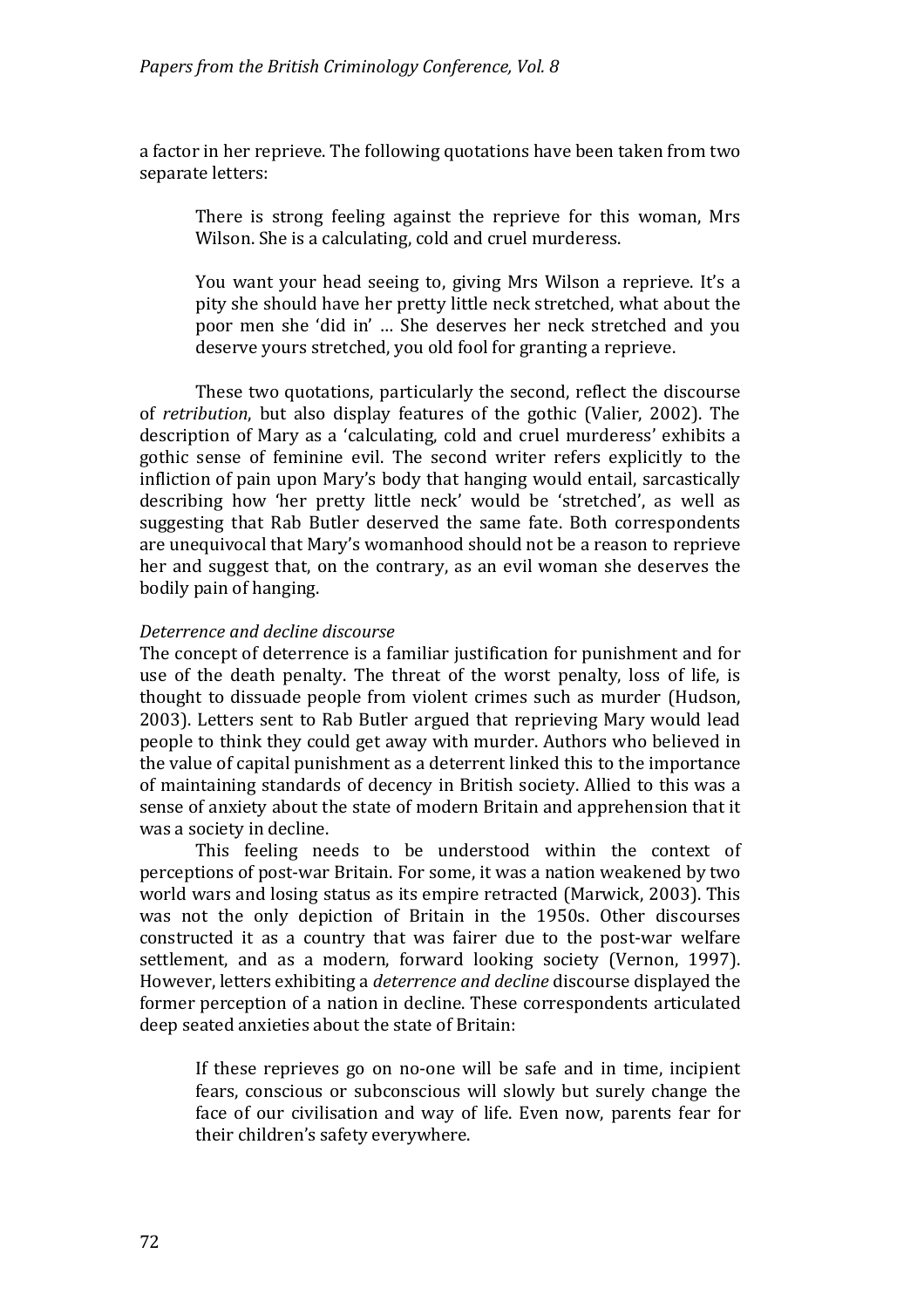a factor in her reprieve. The following quotations have been taken from two separate letters:

> There is strong feeling against the reprieve for this woman, Mrs Wilson. She is a calculating, cold and cruel murderess.

> You want your head seeing to, giving Mrs Wilson a reprieve. It's a pity she should have her pretty little neck stretched, what about the poor men she 'did in' … She deserves her neck stretched and you deserve yours stretched, you old fool for granting a reprieve.

These two quotations, particularly the second, reflect the discourse of *retribution*, but also display features of the gothic (Valier, 2002). The description of Mary as a 'calculating, cold and cruel murderess' exhibits a gothic sense of feminine evil. The second writer refers explicitly to the infliction of pain upon Mary's body that hanging would entail, sarcastically describing how 'her pretty little neck' would be 'stretched', as well as suggesting that Rab Butler deserved the same fate. Both correspondents are unequivocal that Mary's womanhood should not be a reason to reprieve her and suggest that, on the contrary, as an evil woman she deserves the bodily pain of hanging.

*Deterrence and decline discourse*

The concept of deterrence is a familiar justification for punishment and for use of the death penalty. The threat of the worst penalty, loss of life, is thought to dissuade people from violent crimes such as murder (Hudson, 2003). Letters sent to Rab Butler argued that reprieving Mary would lead people to think they could get away with murder. Authors who believed in the value of capital punishment as a deterrent linked this to the importance of maintaining standards of decency in British society. Allied to this was a sense of anxiety about the state of modern Britain and apprehension that it was a society in decline.

This feeling needs to be understood within the context of perceptions of post-war Britain. For some, it was a nation weakened by two world wars and losing status as its empire retracted (Marwick, 2003). This was not the only depiction of Britain in the 1950s. Other discourses constructed it as a country that was fairer due to the post-war welfare settlement, and as a modern, forward looking society (Vernon, 1997). However, letters exhibiting a *deterrence and decline* discourse displayed the former perception of a nation in decline. These correspondents articulated deep seated anxieties about the state of Britain:

> If these reprieves go on no-one will be safe and in time, incipient fears, conscious or subconscious will slowly but surely change the face of our civilisation and way of life. Even now, parents fear for their children's safety everywhere.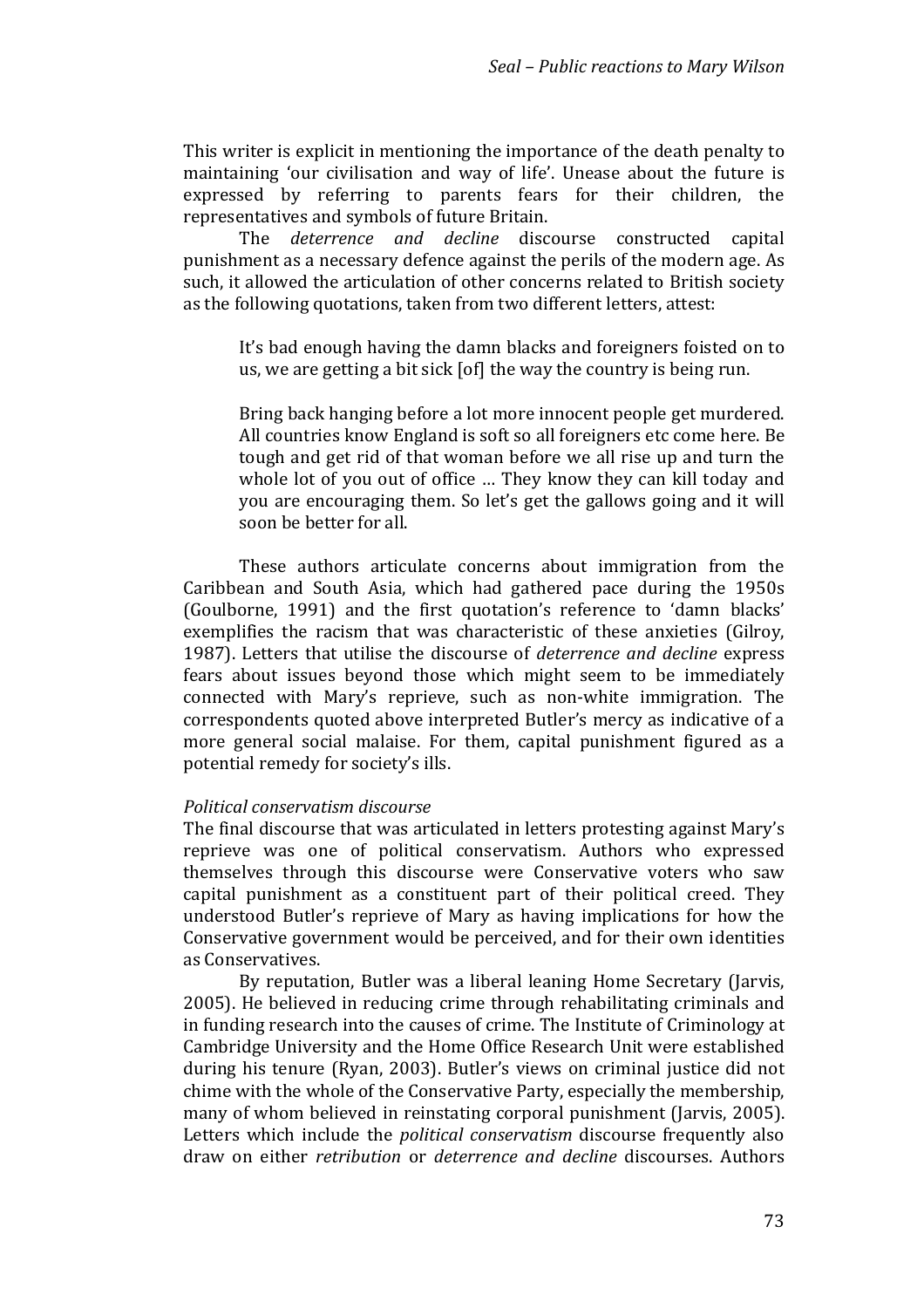This writer is explicit in mentioning the importance of the death penalty to maintaining 'our civilisation and way of life'. Unease about the future is expressed by referring to parents fears for their children, the representatives and symbols of future Britain.

The *deterrence and decline* discourse constructed capital punishment as a necessary defence against the perils of the modern age. As such, it allowed the articulation of other concerns related to British society as the following quotations, taken from two different letters, attest:

> It's bad enough having the damn blacks and foreigners foisted on to us, we are getting a bit sick [of] the way the country is being run.

> Bring back hanging before a lot more innocent people get murdered. All countries know England is soft so all foreigners etc come here. Be tough and get rid of that woman before we all rise up and turn the whole lot of you out of office … They know they can kill today and you are encouraging them. So let's get the gallows going and it will soon be better for all.

These authors articulate concerns about immigration from the Caribbean and South Asia, which had gathered pace during the 1950s (Goulborne, 1991) and the first quotation's reference to 'damn blacks' exemplifies the racism that was characteristic of these anxieties (Gilroy, 1987). Letters that utilise the discourse of *deterrence and decline* express fears about issues beyond those which might seem to be immediately connected with Mary's reprieve, such as non-white immigration. The correspondents quoted above interpreted Butler's mercy as indicative of a more general social malaise. For them, capital punishment figured as a potential remedy for society's ills.

*Political conservatism discourse*

The final discourse that was articulated in letters protesting against Mary's reprieve was one of political conservatism. Authors who expressed themselves through this discourse were Conservative voters who saw capital punishment as a constituent part of their political creed. They understood Butler's reprieve of Mary as having implications for how the Conservative government would be perceived, and for their own identities as Conservatives.

By reputation, Butler was a liberal leaning Home Secretary (Jarvis, 2005). He believed in reducing crime through rehabilitating criminals and in funding research into the causes of crime. The Institute of Criminology at Cambridge University and the Home Office Research Unit were established during his tenure (Ryan, 2003). Butler's views on criminal justice did not chime with the whole of the Conservative Party, especially the membership, many of whom believed in reinstating corporal punishment (Jarvis, 2005). Letters which include the *political conservatism* discourse frequently also draw on either *retribution* or *deterrence and decline* discourses. Authors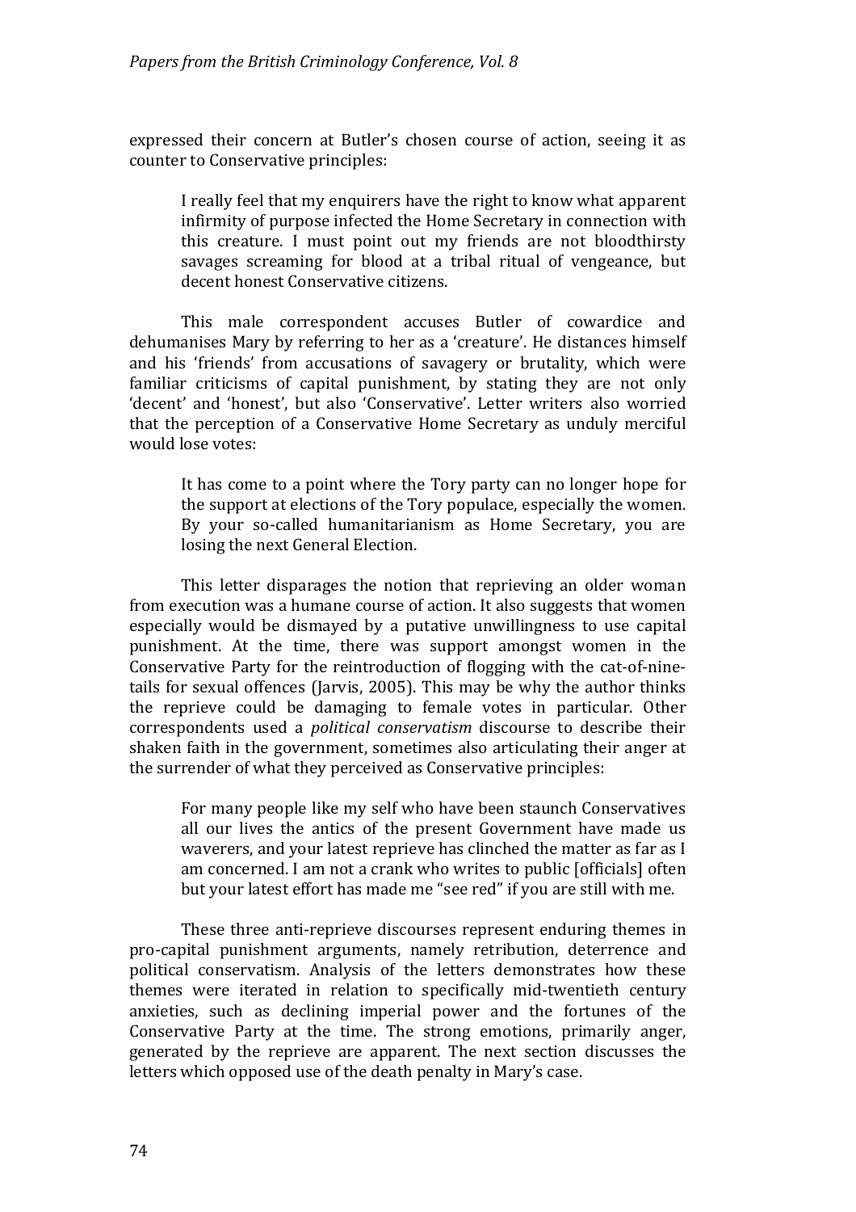expressed their concern at Butler's chosen course of action, seeing it as counter to Conservative principles:

> I really feel that my enquirers have the right to know what apparent infirmity of purpose infected the Home Secretary in connection with this creature. I must point out my friends are not bloodthirsty savages screaming for blood at a tribal ritual of vengeance, but decent honest Conservative citizens.

This male correspondent accuses Butler of cowardice and dehumanises Mary by referring to her as a 'creature'. He distances himself and his 'friends' from accusations of savagery or brutality, which were familiar criticisms of capital punishment, by stating they are not only 'decent' and 'honest', but also 'Conservative'. Letter writers also worried that the perception of a Conservative Home Secretary as unduly merciful would lose votes:

> It has come to a point where the Tory party can no longer hope for the support at elections of the Tory populace, especially the women. By your so-called humanitarianism as Home Secretary, you are losing the next General Election.

This letter disparages the notion that reprieving an older woman from execution was a humane course of action. It also suggests that women especially would be dismayed by a putative unwillingness to use capital punishment. At the time, there was support amongst women in the Conservative Party for the reintroduction of flogging with the cat-of-nine-tails for sexual offences (Jarvis, 2005). This may be why the author thinks the reprieve could be damaging to female votes in particular. Other correspondents used a *political conservatism* discourse to describe their shaken faith in the government, sometimes also articulating their anger at the surrender of what they perceived as Conservative principles:

> For many people like my self who have been staunch Conservatives all our lives the antics of the present Government have made us waverers, and your latest reprieve has clinched the matter as far as I am concerned. I am not a crank who writes to public [officials] often but your latest effort has made me "see red" if you are still with me.

These three anti-reprieve discourses represent enduring themes in pro-capital punishment arguments, namely retribution, deterrence and political conservatism. Analysis of the letters demonstrates how these themes were iterated in relation to specifically mid-twentieth century anxieties, such as declining imperial power and the fortunes of the Conservative Party at the time. The strong emotions, primarily anger, generated by the reprieve are apparent. The next section discusses the letters which opposed use of the death penalty in Mary's case.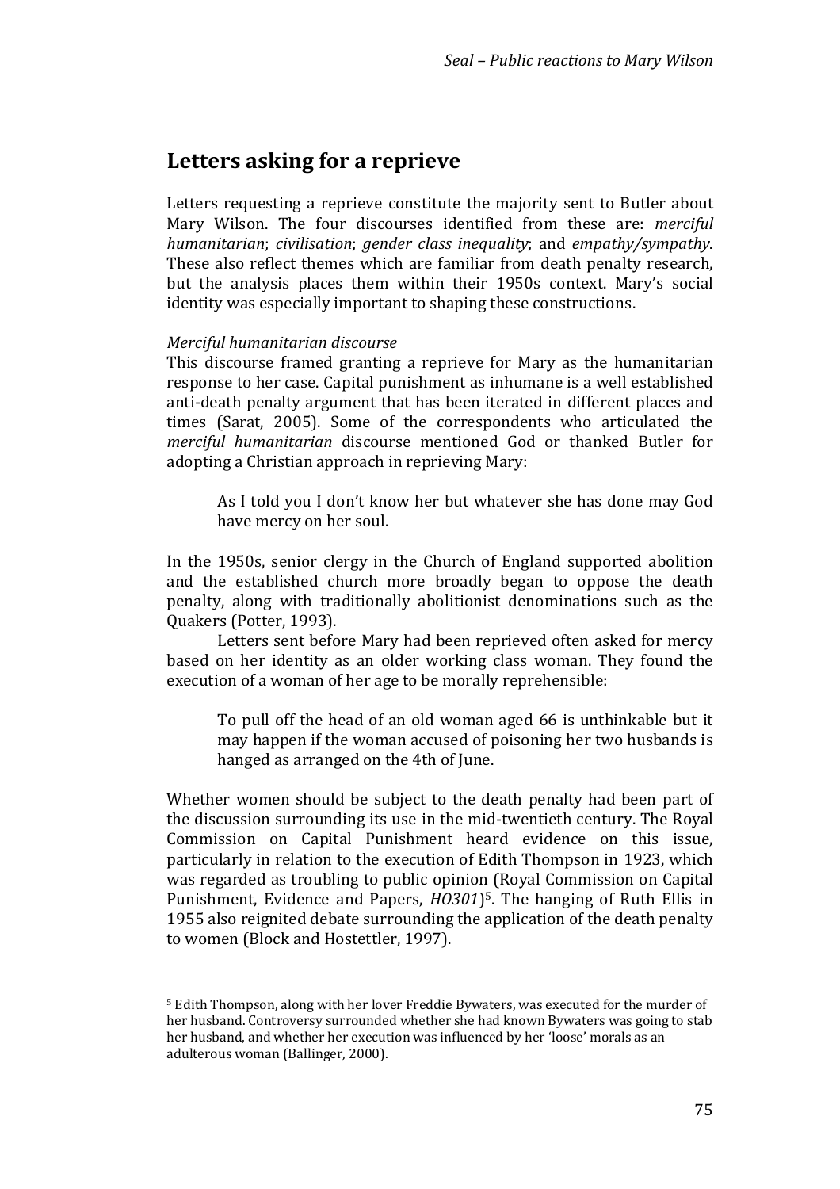## Letters asking for a reprieve

Letters requesting a reprieve constitute the majority sent to Butler about Mary Wilson. The four discourses identified from these are: *merciful humanitarian*; *civilisation*; *gender class inequality*; and *empathy/sympathy*. These also reflect themes which are familiar from death penalty research, but the analysis places them within their 1950s context. Mary's social identity was especially important to shaping these constructions.

*Merciful humanitarian discourse*

This discourse framed granting a reprieve for Mary as the humanitarian response to her case. Capital punishment as inhumane is a well established anti-death penalty argument that has been iterated in different places and times (Sarat, 2005). Some of the correspondents who articulated the *merciful humanitarian* discourse mentioned God or thanked Butler for adopting a Christian approach in reprieving Mary:

> As I told you I don't know her but whatever she has done may God have mercy on her soul.

In the 1950s, senior clergy in the Church of England supported abolition and the established church more broadly began to oppose the death penalty, along with traditionally abolitionist denominations such as the Quakers (Potter, 1993).

Letters sent before Mary had been reprieved often asked for mercy based on her identity as an older working class woman. They found the execution of a woman of her age to be morally reprehensible:

> To pull off the head of an old woman aged 66 is unthinkable but it may happen if the woman accused of poisoning her two husbands is hanged as arranged on the 4th of June.

Whether women should be subject to the death penalty had been part of the discussion surrounding its use in the mid-twentieth century. The Royal Commission on Capital Punishment heard evidence on this issue, particularly in relation to the execution of Edith Thompson in 1923, which was regarded as troubling to public opinion (Royal Commission on Capital Punishment, Evidence and Papers, *HO301*)[5]. The hanging of Ruth Ellis in 1955 also reignited debate surrounding the application of the death penalty to women (Block and Hostettler, 1997).

[5] Edith Thompson, along with her lover Freddie Bywaters, was executed for the murder of her husband. Controversy surrounded whether she had known Bywaters was going to stab her husband, and whether her execution was influenced by her 'loose' morals as an adulterous woman (Ballinger, 2000).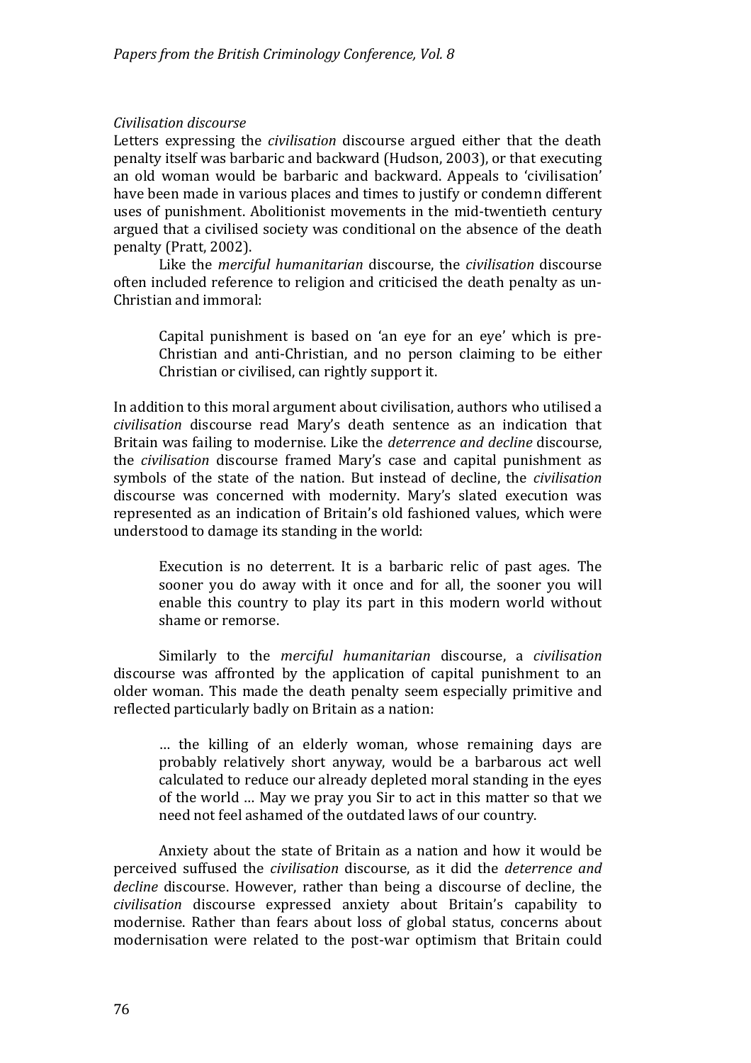*Civilisation discourse*

Letters expressing the *civilisation* discourse argued either that the death penalty itself was barbaric and backward (Hudson, 2003), or that executing an old woman would be barbaric and backward. Appeals to 'civilisation' have been made in various places and times to justify or condemn different uses of punishment. Abolitionist movements in the mid-twentieth century argued that a civilised society was conditional on the absence of the death penalty (Pratt, 2002).

Like the *merciful humanitarian* discourse, the *civilisation* discourse often included reference to religion and criticised the death penalty as un-Christian and immoral:

> Capital punishment is based on 'an eye for an eye' which is pre-Christian and anti-Christian, and no person claiming to be either Christian or civilised, can rightly support it.

In addition to this moral argument about civilisation, authors who utilised a *civilisation* discourse read Mary's death sentence as an indication that Britain was failing to modernise. Like the *deterrence and decline* discourse, the *civilisation* discourse framed Mary's case and capital punishment as symbols of the state of the nation. But instead of decline, the *civilisation* discourse was concerned with modernity. Mary's slated execution was represented as an indication of Britain's old fashioned values, which were understood to damage its standing in the world:

> Execution is no deterrent. It is a barbaric relic of past ages. The sooner you do away with it once and for all, the sooner you will enable this country to play its part in this modern world without shame or remorse.

Similarly to the *merciful humanitarian* discourse, a *civilisation* discourse was affronted by the application of capital punishment to an older woman. This made the death penalty seem especially primitive and reflected particularly badly on Britain as a nation:

> … the killing of an elderly woman, whose remaining days are probably relatively short anyway, would be a barbarous act well calculated to reduce our already depleted moral standing in the eyes of the world … May we pray you Sir to act in this matter so that we need not feel ashamed of the outdated laws of our country.

Anxiety about the state of Britain as a nation and how it would be perceived suffused the *civilisation* discourse, as it did the *deterrence and decline* discourse. However, rather than being a discourse of decline, the *civilisation* discourse expressed anxiety about Britain's capability to modernise. Rather than fears about loss of global status, concerns about modernisation were related to the post-war optimism that Britain could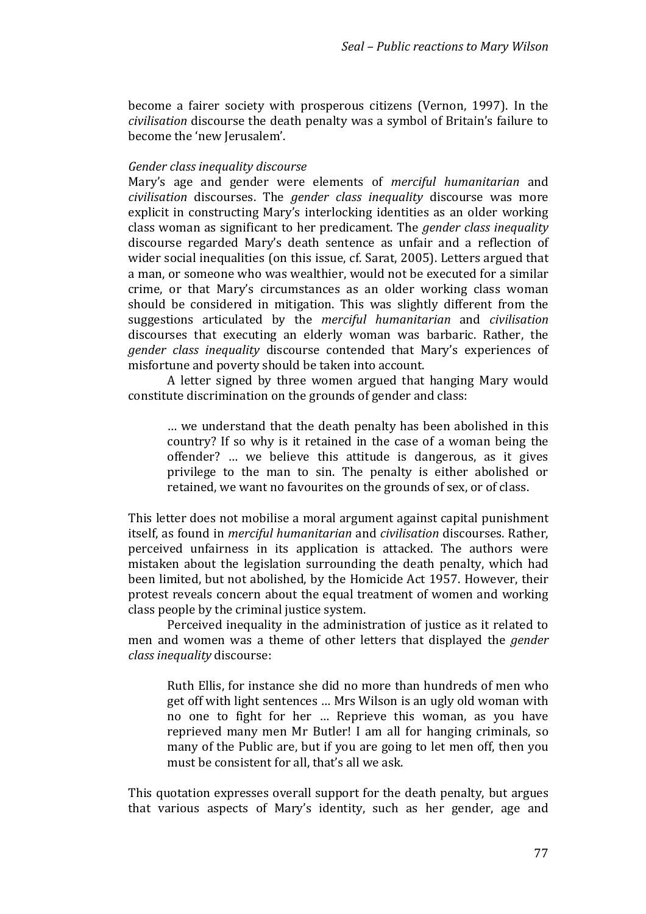become a fairer society with prosperous citizens (Vernon, 1997). In the *civilisation* discourse the death penalty was a symbol of Britain's failure to become the 'new Jerusalem'.

*Gender class inequality discourse*

Mary's age and gender were elements of *merciful humanitarian* and *civilisation* discourses. The *gender class inequality* discourse was more explicit in constructing Mary's interlocking identities as an older working class woman as significant to her predicament. The *gender class inequality* discourse regarded Mary's death sentence as unfair and a reflection of wider social inequalities (on this issue, cf. Sarat, 2005). Letters argued that a man, or someone who was wealthier, would not be executed for a similar crime, or that Mary's circumstances as an older working class woman should be considered in mitigation. This was slightly different from the suggestions articulated by the *merciful humanitarian* and *civilisation* discourses that executing an elderly woman was barbaric. Rather, the *gender class inequality* discourse contended that Mary's experiences of misfortune and poverty should be taken into account.

A letter signed by three women argued that hanging Mary would constitute discrimination on the grounds of gender and class:

> … we understand that the death penalty has been abolished in this country? If so why is it retained in the case of a woman being the offender? … we believe this attitude is dangerous, as it gives privilege to the man to sin. The penalty is either abolished or retained, we want no favourites on the grounds of sex, or of class.

This letter does not mobilise a moral argument against capital punishment itself, as found in *merciful humanitarian* and *civilisation* discourses. Rather, perceived unfairness in its application is attacked. The authors were mistaken about the legislation surrounding the death penalty, which had been limited, but not abolished, by the Homicide Act 1957. However, their protest reveals concern about the equal treatment of women and working class people by the criminal justice system.

Perceived inequality in the administration of justice as it related to men and women was a theme of other letters that displayed the *gender class inequality* discourse:

> Ruth Ellis, for instance she did no more than hundreds of men who get off with light sentences … Mrs Wilson is an ugly old woman with no one to fight for her … Reprieve this woman, as you have reprieved many men Mr Butler! I am all for hanging criminals, so many of the Public are, but if you are going to let men off, then you must be consistent for all, that's all we ask.

This quotation expresses overall support for the death penalty, but argues that various aspects of Mary's identity, such as her gender, age and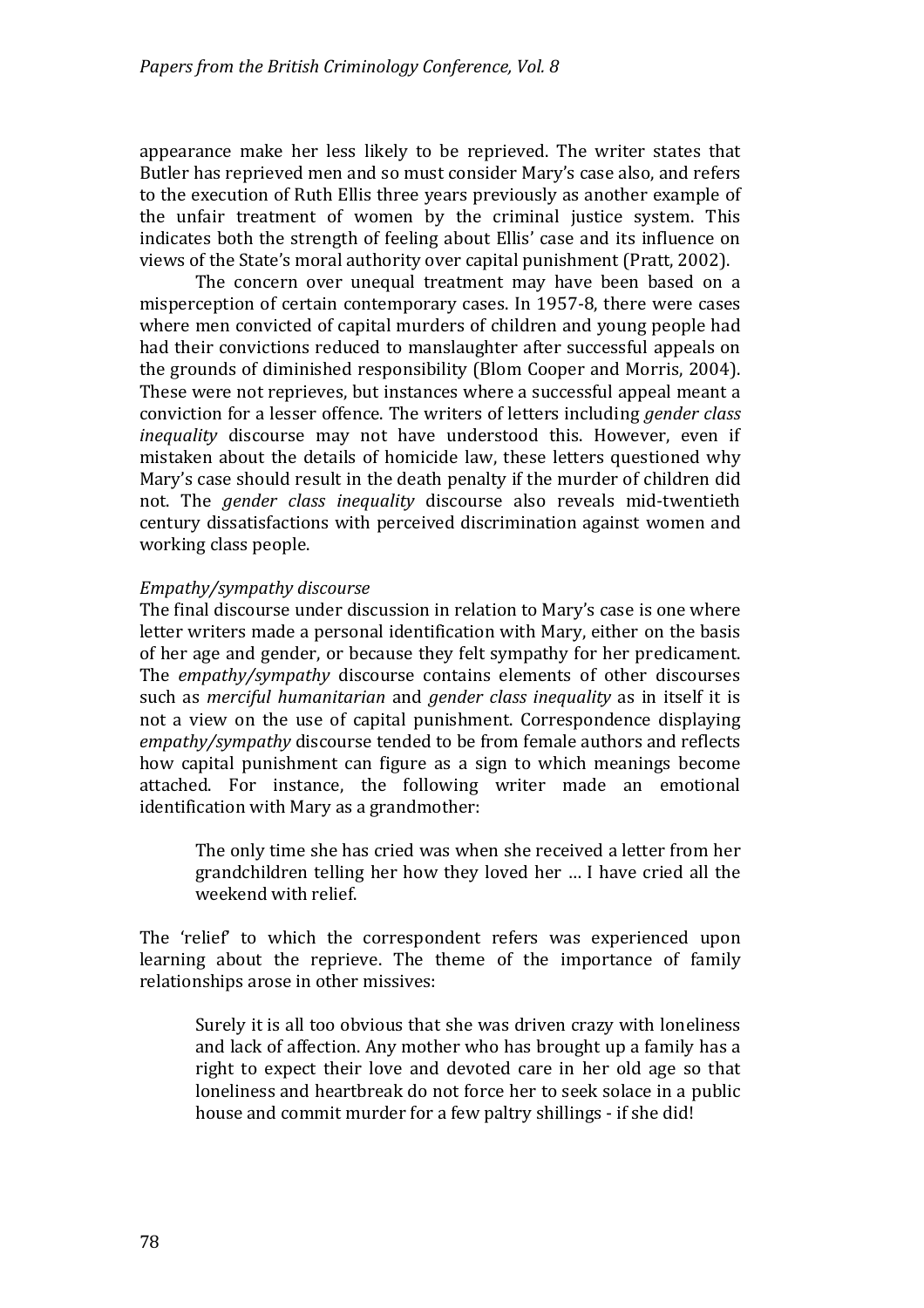appearance make her less likely to be reprieved. The writer states that Butler has reprieved men and so must consider Mary's case also, and refers to the execution of Ruth Ellis three years previously as another example of the unfair treatment of women by the criminal justice system. This indicates both the strength of feeling about Ellis' case and its influence on views of the State's moral authority over capital punishment (Pratt, 2002).

The concern over unequal treatment may have been based on a misperception of certain contemporary cases. In 1957-8, there were cases where men convicted of capital murders of children and young people had had their convictions reduced to manslaughter after successful appeals on the grounds of diminished responsibility (Blom Cooper and Morris, 2004). These were not reprieves, but instances where a successful appeal meant a conviction for a lesser offence. The writers of letters including *gender class inequality* discourse may not have understood this. However, even if mistaken about the details of homicide law, these letters questioned why Mary's case should result in the death penalty if the murder of children did not. The *gender class inequality* discourse also reveals mid-twentieth century dissatisfactions with perceived discrimination against women and working class people.

*Empathy/sympathy discourse*

The final discourse under discussion in relation to Mary's case is one where letter writers made a personal identification with Mary, either on the basis of her age and gender, or because they felt sympathy for her predicament. The *empathy/sympathy* discourse contains elements of other discourses such as *merciful humanitarian* and *gender class inequality* as in itself it is not a view on the use of capital punishment. Correspondence displaying *empathy/sympathy* discourse tended to be from female authors and reflects how capital punishment can figure as a sign to which meanings become attached. For instance, the following writer made an emotional identification with Mary as a grandmother:

> The only time she has cried was when she received a letter from her grandchildren telling her how they loved her … I have cried all the weekend with relief.

The 'relief' to which the correspondent refers was experienced upon learning about the reprieve. The theme of the importance of family relationships arose in other missives:

> Surely it is all too obvious that she was driven crazy with loneliness and lack of affection. Any mother who has brought up a family has a right to expect their love and devoted care in her old age so that loneliness and heartbreak do not force her to seek solace in a public house and commit murder for a few paltry shillings - if she did!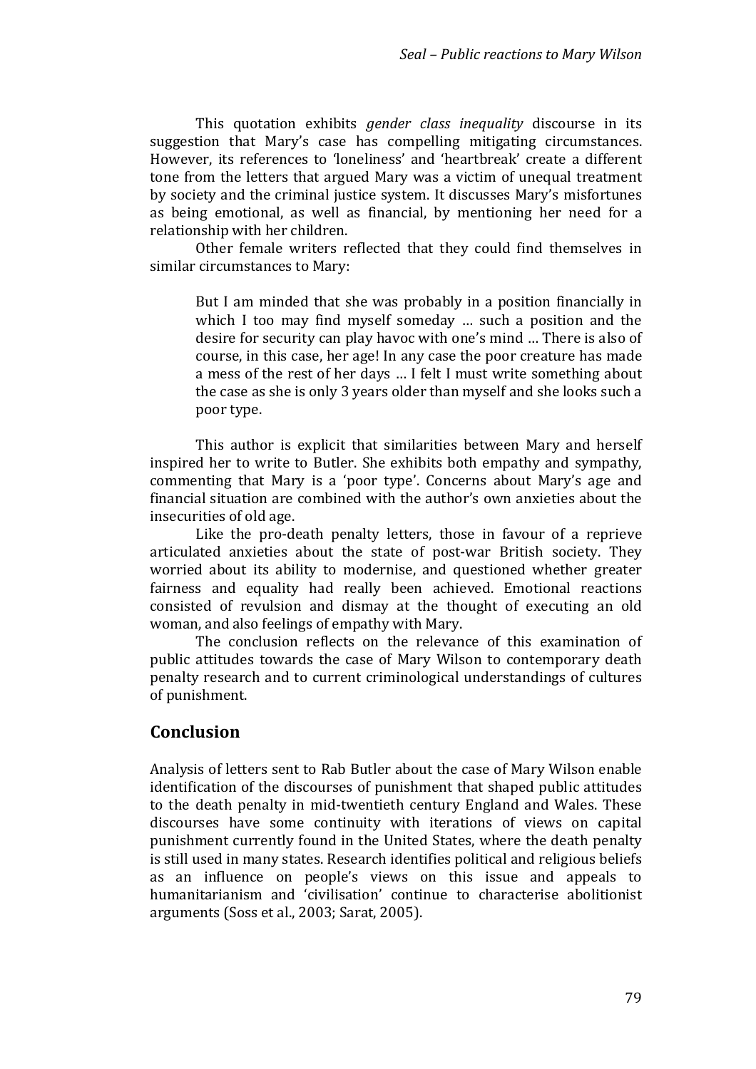This quotation exhibits *gender class inequality* discourse in its suggestion that Mary's case has compelling mitigating circumstances. However, its references to 'loneliness' and 'heartbreak' create a different tone from the letters that argued Mary was a victim of unequal treatment by society and the criminal justice system. It discusses Mary's misfortunes as being emotional, as well as financial, by mentioning her need for a relationship with her children.

Other female writers reflected that they could find themselves in similar circumstances to Mary:

> But I am minded that she was probably in a position financially in which I too may find myself someday … such a position and the desire for security can play havoc with one's mind … There is also of course, in this case, her age! In any case the poor creature has made a mess of the rest of her days … I felt I must write something about the case as she is only 3 years older than myself and she looks such a poor type.

This author is explicit that similarities between Mary and herself inspired her to write to Butler. She exhibits both empathy and sympathy, commenting that Mary is a 'poor type'. Concerns about Mary's age and financial situation are combined with the author's own anxieties about the insecurities of old age.

Like the pro-death penalty letters, those in favour of a reprieve articulated anxieties about the state of post-war British society. They worried about its ability to modernise, and questioned whether greater fairness and equality had really been achieved. Emotional reactions consisted of revulsion and dismay at the thought of executing an old woman, and also feelings of empathy with Mary.

The conclusion reflects on the relevance of this examination of public attitudes towards the case of Mary Wilson to contemporary death penalty research and to current criminological understandings of cultures of punishment.

## Conclusion

Analysis of letters sent to Rab Butler about the case of Mary Wilson enable identification of the discourses of punishment that shaped public attitudes to the death penalty in mid-twentieth century England and Wales. These discourses have some continuity with iterations of views on capital punishment currently found in the United States, where the death penalty is still used in many states. Research identifies political and religious beliefs as an influence on people's views on this issue and appeals to humanitarianism and 'civilisation' continue to characterise abolitionist arguments (Soss et al., 2003; Sarat, 2005).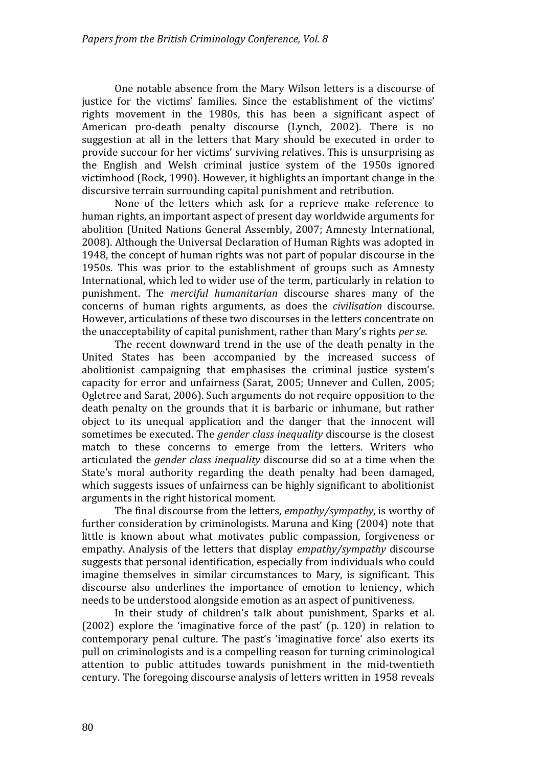One notable absence from the Mary Wilson letters is a discourse of justice for the victims' families. Since the establishment of the victims' rights movement in the 1980s, this has been a significant aspect of American pro-death penalty discourse (Lynch, 2002). There is no suggestion at all in the letters that Mary should be executed in order to provide succour for her victims' surviving relatives. This is unsurprising as the English and Welsh criminal justice system of the 1950s ignored victimhood (Rock, 1990). However, it highlights an important change in the discursive terrain surrounding capital punishment and retribution.

None of the letters which ask for a reprieve make reference to human rights, an important aspect of present day worldwide arguments for abolition (United Nations General Assembly, 2007; Amnesty International, 2008). Although the Universal Declaration of Human Rights was adopted in 1948, the concept of human rights was not part of popular discourse in the 1950s. This was prior to the establishment of groups such as Amnesty International, which led to wider use of the term, particularly in relation to punishment. The *merciful humanitarian* discourse shares many of the concerns of human rights arguments, as does the *civilisation* discourse. However, articulations of these two discourses in the letters concentrate on the unacceptability of capital punishment, rather than Mary's rights *per se*.

The recent downward trend in the use of the death penalty in the United States has been accompanied by the increased success of abolitionist campaigning that emphasises the criminal justice system's capacity for error and unfairness (Sarat, 2005; Unnever and Cullen, 2005; Ogletree and Sarat, 2006). Such arguments do not require opposition to the death penalty on the grounds that it is barbaric or inhumane, but rather object to its unequal application and the danger that the innocent will sometimes be executed. The *gender class inequality* discourse is the closest match to these concerns to emerge from the letters. Writers who articulated the *gender class inequality* discourse did so at a time when the State's moral authority regarding the death penalty had been damaged, which suggests issues of unfairness can be highly significant to abolitionist arguments in the right historical moment.

The final discourse from the letters, *empathy/sympathy*, is worthy of further consideration by criminologists. Maruna and King (2004) note that little is known about what motivates public compassion, forgiveness or empathy. Analysis of the letters that display *empathy/sympathy* discourse suggests that personal identification, especially from individuals who could imagine themselves in similar circumstances to Mary, is significant. This discourse also underlines the importance of emotion to leniency, which needs to be understood alongside emotion as an aspect of punitiveness.

In their study of children's talk about punishment, Sparks et al. (2002) explore the 'imaginative force of the past' (p. 120) in relation to contemporary penal culture. The past's 'imaginative force' also exerts its pull on criminologists and is a compelling reason for turning criminological attention to public attitudes towards punishment in the mid-twentieth century. The foregoing discourse analysis of letters written in 1958 reveals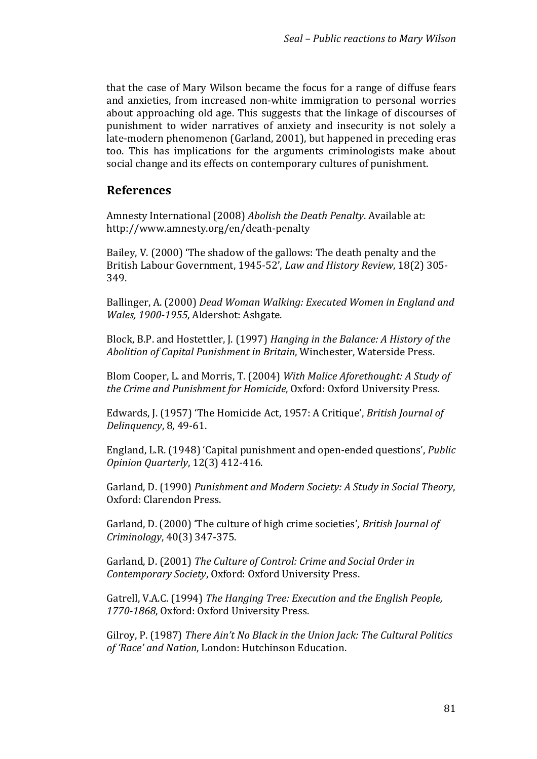that the case of Mary Wilson became the focus for a range of diffuse fears and anxieties, from increased non-white immigration to personal worries about approaching old age. This suggests that the linkage of discourses of punishment to wider narratives of anxiety and insecurity is not solely a late-modern phenomenon (Garland, 2001), but happened in preceding eras too. This has implications for the arguments criminologists make about social change and its effects on contemporary cultures of punishment.

## References

Amnesty International (2008) *Abolish the Death Penalty*. Available at: http://www.amnesty.org/en/death-penalty

Bailey, V. (2000) 'The shadow of the gallows: The death penalty and the British Labour Government, 1945-52', *Law and History Review*, 18(2) 305-349.

Ballinger, A. (2000) *Dead Woman Walking: Executed Women in England and Wales, 1900-1955*, Aldershot: Ashgate.

Block, B.P. and Hostettler, J. (1997) *Hanging in the Balance: A History of the Abolition of Capital Punishment in Britain*, Winchester, Waterside Press.

Blom Cooper, L. and Morris, T. (2004) *With Malice Aforethought: A Study of the Crime and Punishment for Homicide*, Oxford: Oxford University Press.

Edwards, J. (1957) 'The Homicide Act, 1957: A Critique', *British Journal of Delinquency*, 8, 49-61.

England, L.R. (1948) 'Capital punishment and open-ended questions', *Public Opinion Quarterly*, 12(3) 412-416.

Garland, D. (1990) *Punishment and Modern Society: A Study in Social Theory*, Oxford: Clarendon Press.

Garland, D. (2000) 'The culture of high crime societies', *British Journal of Criminology*, 40(3) 347-375.

Garland, D. (2001) *The Culture of Control: Crime and Social Order in Contemporary Society*, Oxford: Oxford University Press.

Gatrell, V.A.C. (1994) *The Hanging Tree: Execution and the English People, 1770-1868*, Oxford: Oxford University Press.

Gilroy, P. (1987) *There Ain't No Black in the Union Jack: The Cultural Politics of 'Race' and Nation*, London: Hutchinson Education.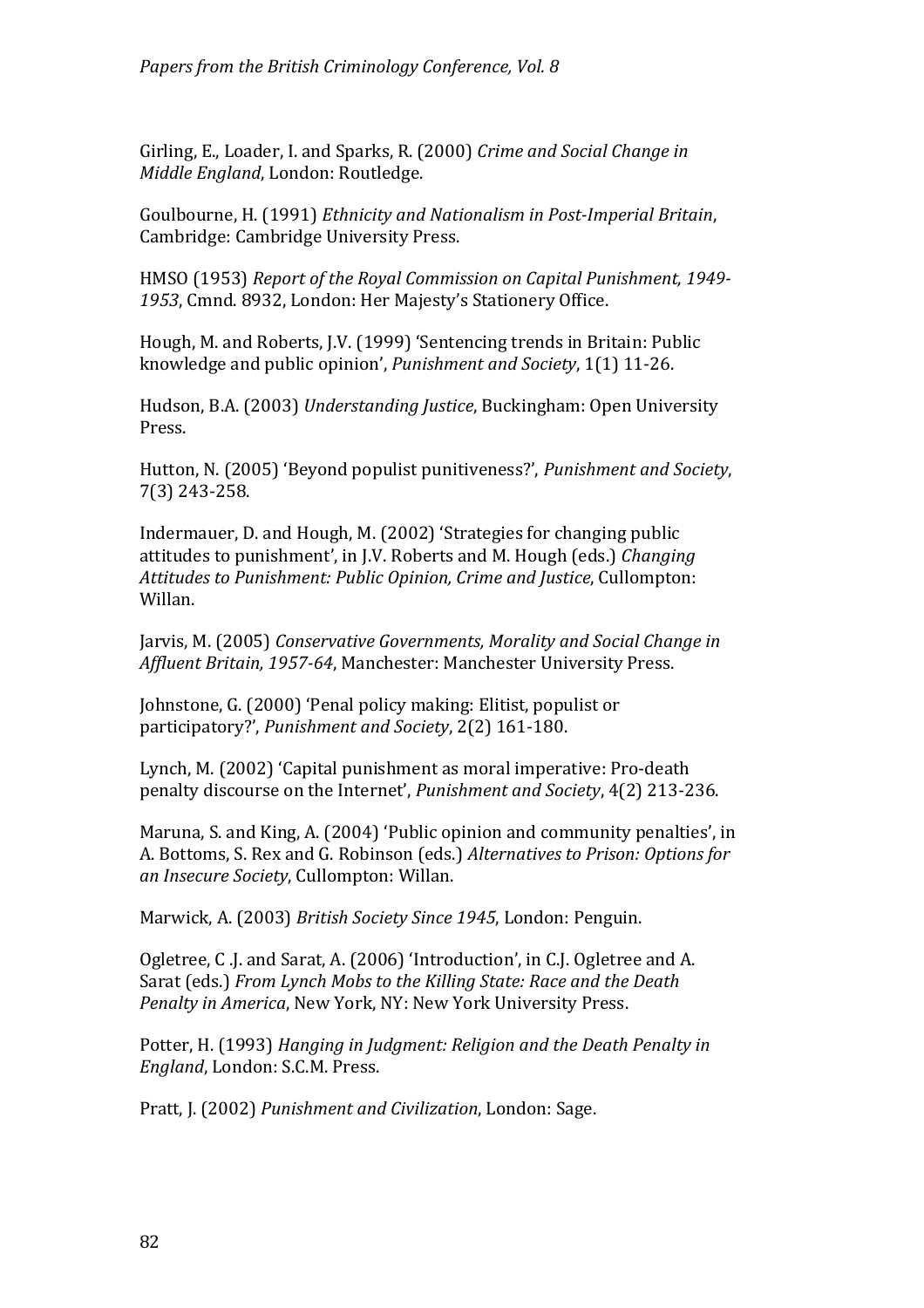Girling, E., Loader, I. and Sparks, R. (2000) *Crime and Social Change in Middle England*, London: Routledge.

Goulbourne, H. (1991) *Ethnicity and Nationalism in Post-Imperial Britain*, Cambridge: Cambridge University Press.

HMSO (1953) *Report of the Royal Commission on Capital Punishment, 1949-1953*, Cmnd. 8932, London: Her Majesty's Stationery Office.

Hough, M. and Roberts, J.V. (1999) 'Sentencing trends in Britain: Public knowledge and public opinion', *Punishment and Society*, 1(1) 11-26.

Hudson, B.A. (2003) *Understanding Justice*, Buckingham: Open University Press.

Hutton, N. (2005) 'Beyond populist punitiveness?', *Punishment and Society*, 7(3) 243-258.

Indermauer, D. and Hough, M. (2002) 'Strategies for changing public attitudes to punishment', in J.V. Roberts and M. Hough (eds.) *Changing Attitudes to Punishment: Public Opinion, Crime and Justice*, Cullompton: Willan.

Jarvis, M. (2005) *Conservative Governments, Morality and Social Change in Affluent Britain, 1957-64*, Manchester: Manchester University Press.

Johnstone, G. (2000) 'Penal policy making: Elitist, populist or participatory?', *Punishment and Society*, 2(2) 161-180.

Lynch, M. (2002) 'Capital punishment as moral imperative: Pro-death penalty discourse on the Internet', *Punishment and Society*, 4(2) 213-236.

Maruna, S. and King, A. (2004) 'Public opinion and community penalties', in A. Bottoms, S. Rex and G. Robinson (eds.) *Alternatives to Prison: Options for an Insecure Society*, Cullompton: Willan.

Marwick, A. (2003) *British Society Since 1945*, London: Penguin.

Ogletree, C .J. and Sarat, A. (2006) 'Introduction', in C.J. Ogletree and A. Sarat (eds.) *From Lynch Mobs to the Killing State: Race and the Death Penalty in America*, New York, NY: New York University Press.

Potter, H. (1993) *Hanging in Judgment: Religion and the Death Penalty in England*, London: S.C.M. Press.

Pratt, J. (2002) *Punishment and Civilization*, London: Sage.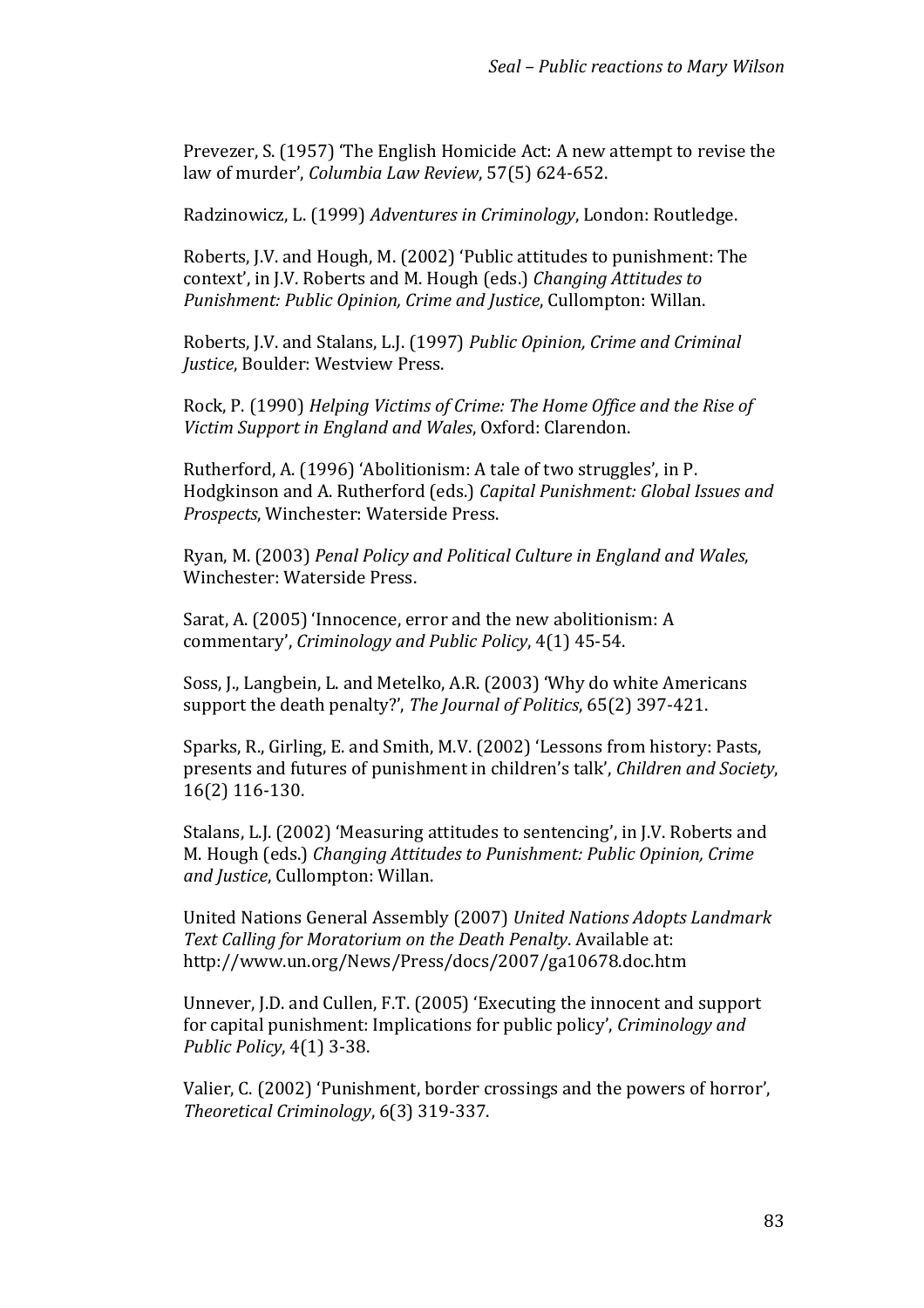Prevezer, S. (1957) 'The English Homicide Act: A new attempt to revise the law of murder', *Columbia Law Review*, 57(5) 624-652.

Radzinowicz, L. (1999) *Adventures in Criminology*, London: Routledge.

Roberts, J.V. and Hough, M. (2002) 'Public attitudes to punishment: The context', in J.V. Roberts and M. Hough (eds.) *Changing Attitudes to Punishment: Public Opinion, Crime and Justice*, Cullompton: Willan.

Roberts, J.V. and Stalans, L.J. (1997) *Public Opinion, Crime and Criminal Justice*, Boulder: Westview Press.

Rock, P. (1990) *Helping Victims of Crime: The Home Office and the Rise of Victim Support in England and Wales*, Oxford: Clarendon.

Rutherford, A. (1996) 'Abolitionism: A tale of two struggles', in P. Hodgkinson and A. Rutherford (eds.) *Capital Punishment: Global Issues and Prospects*, Winchester: Waterside Press.

Ryan, M. (2003) *Penal Policy and Political Culture in England and Wales*, Winchester: Waterside Press.

Sarat, A. (2005) 'Innocence, error and the new abolitionism: A commentary', *Criminology and Public Policy*, 4(1) 45-54.

Soss, J., Langbein, L. and Metelko, A.R. (2003) 'Why do white Americans support the death penalty?', *The Journal of Politics*, 65(2) 397-421.

Sparks, R., Girling, E. and Smith, M.V. (2002) 'Lessons from history: Pasts, presents and futures of punishment in children's talk', *Children and Society*, 16(2) 116-130.

Stalans, L.J. (2002) 'Measuring attitudes to sentencing', in J.V. Roberts and M. Hough (eds.) *Changing Attitudes to Punishment: Public Opinion, Crime and Justice*, Cullompton: Willan.

United Nations General Assembly (2007) *United Nations Adopts Landmark Text Calling for Moratorium on the Death Penalty*. Available at: http://www.un.org/News/Press/docs/2007/ga10678.doc.htm

Unnever, J.D. and Cullen, F.T. (2005) 'Executing the innocent and support for capital punishment: Implications for public policy', *Criminology and Public Policy*, 4(1) 3-38.

Valier, C. (2002) 'Punishment, border crossings and the powers of horror', *Theoretical Criminology*, 6(3) 319-337.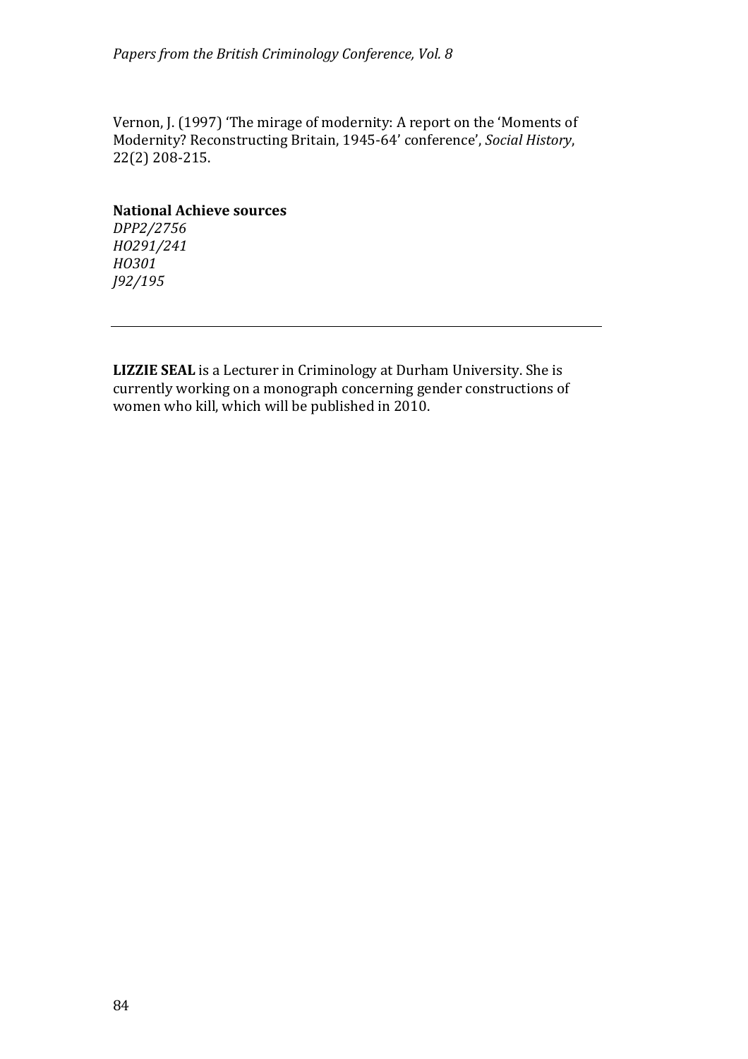Vernon, J. (1997) 'The mirage of modernity: A report on the 'Moments of Modernity? Reconstructing Britain, 1945-64' conference', *Social History*, 22(2) 208-215.

**National Achieve sources**

*DPP2/2756*
*HO291/241*
*HO301*
*J92/195*

---

**LIZZIE SEAL** is a Lecturer in Criminology at Durham University. She is currently working on a monograph concerning gender constructions of women who kill, which will be published in 2010.